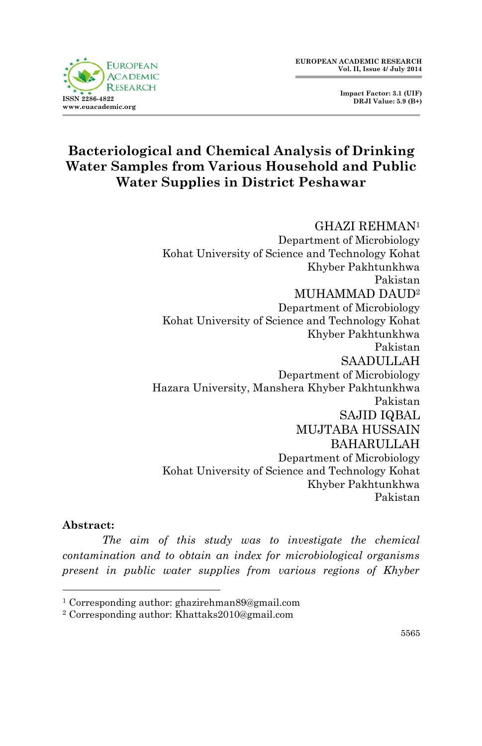# Bacteriological and Chemical Analysis of Drinking Water Samples from Various Household and Public Water Supplies in District Peshawar

GHAZI REHMAN[1]
Department of Microbiology
Kohat University of Science and Technology Kohat
Khyber Pakhtunkhwa
Pakistan

MUHAMMAD DAUD[2]
Department of Microbiology
Kohat University of Science and Technology Kohat
Khyber Pakhtunkhwa
Pakistan

SAADULLAH
Department of Microbiology
Hazara University, Manshera Khyber Pakhtunkhwa
Pakistan

SAJID IQBAL
MUJTABA HUSSAIN
BAHARULLAH
Department of Microbiology
Kohat University of Science and Technology Kohat
Khyber Pakhtunkhwa
Pakistan

**Abstract:**

*The aim of this study was to investigate the chemical contamination and to obtain an index for microbiological organisms present in public water supplies from various regions of Khyber*

---

[1] Corresponding author: ghazirehman89@gmail.com

[2] Corresponding author: Khattaks2010@gmail.com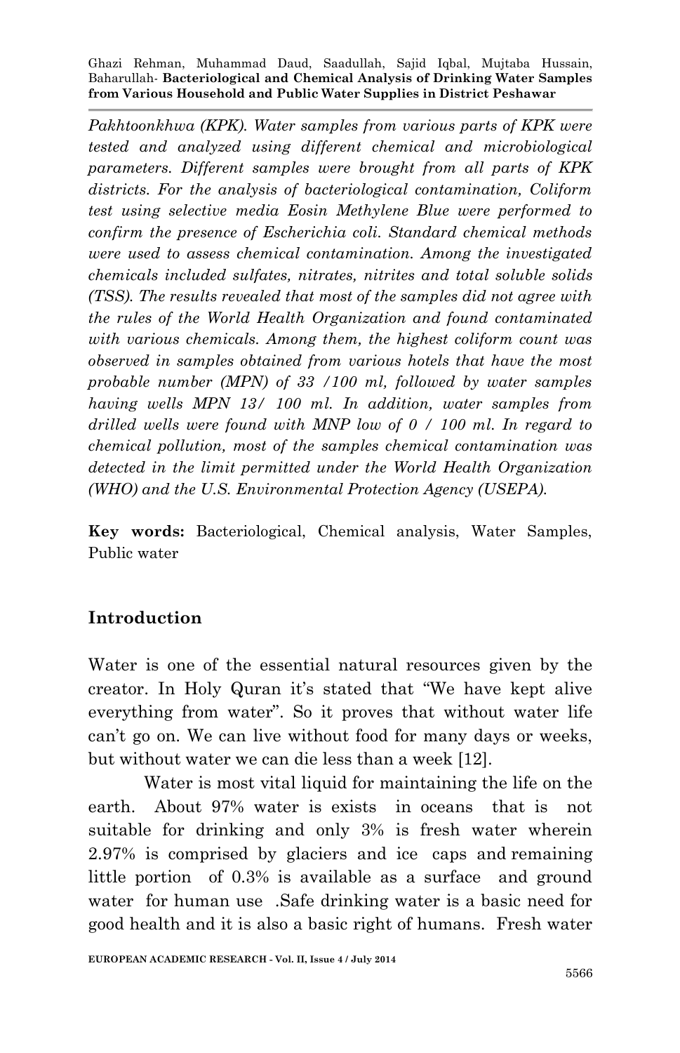*Pakhtoonkhwa (KPK). Water samples from various parts of KPK were tested and analyzed using different chemical and microbiological parameters. Different samples were brought from all parts of KPK districts. For the analysis of bacteriological contamination, Coliform test using selective media Eosin Methylene Blue were performed to confirm the presence of Escherichia coli. Standard chemical methods were used to assess chemical contamination. Among the investigated chemicals included sulfates, nitrates, nitrites and total soluble solids (TSS). The results revealed that most of the samples did not agree with the rules of the World Health Organization and found contaminated with various chemicals. Among them, the highest coliform count was observed in samples obtained from various hotels that have the most probable number (MPN) of 33 /100 ml, followed by water samples having wells MPN 13/ 100 ml. In addition, water samples from drilled wells were found with MNP low of 0 / 100 ml. In regard to chemical pollution, most of the samples chemical contamination was detected in the limit permitted under the World Health Organization (WHO) and the U.S. Environmental Protection Agency (USEPA).*

**Key words:** Bacteriological, Chemical analysis, Water Samples, Public water

## Introduction

Water is one of the essential natural resources given by the creator. In Holy Quran it's stated that "We have kept alive everything from water". So it proves that without water life can't go on. We can live without food for many days or weeks, but without water we can die less than a week [12].

Water is most vital liquid for maintaining the life on the earth. About 97% water is exists in oceans that is not suitable for drinking and only 3% is fresh water wherein 2.97% is comprised by glaciers and ice caps and remaining little portion of 0.3% is available as a surface and ground water for human use .Safe drinking water is a basic need for good health and it is also a basic right of humans. Fresh water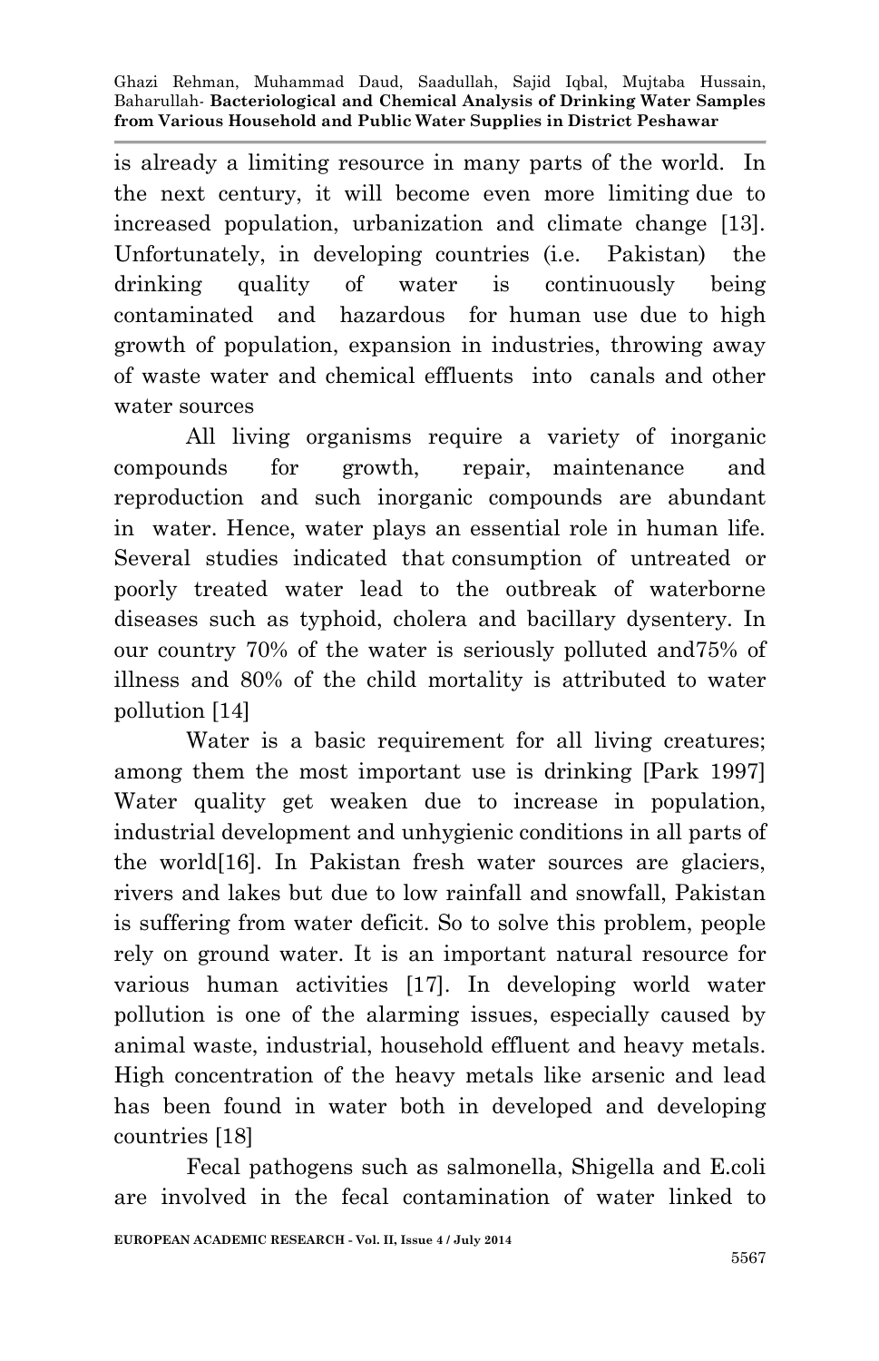is already a limiting resource in many parts of the world. In the next century, it will become even more limiting due to increased population, urbanization and climate change [13]. Unfortunately, in developing countries (i.e. Pakistan) the drinking quality of water is continuously being contaminated and hazardous for human use due to high growth of population, expansion in industries, throwing away of waste water and chemical effluents into canals and other water sources

All living organisms require a variety of inorganic compounds for growth, repair, maintenance and reproduction and such inorganic compounds are abundant in water. Hence, water plays an essential role in human life. Several studies indicated that consumption of untreated or poorly treated water lead to the outbreak of waterborne diseases such as typhoid, cholera and bacillary dysentery. In our country 70% of the water is seriously polluted and75% of illness and 80% of the child mortality is attributed to water pollution [14]

Water is a basic requirement for all living creatures; among them the most important use is drinking [Park 1997] Water quality get weaken due to increase in population, industrial development and unhygienic conditions in all parts of the world[16]. In Pakistan fresh water sources are glaciers, rivers and lakes but due to low rainfall and snowfall, Pakistan is suffering from water deficit. So to solve this problem, people rely on ground water. It is an important natural resource for various human activities [17]. In developing world water pollution is one of the alarming issues, especially caused by animal waste, industrial, household effluent and heavy metals. High concentration of the heavy metals like arsenic and lead has been found in water both in developed and developing countries [18]

Fecal pathogens such as salmonella, Shigella and E.coli are involved in the fecal contamination of water linked to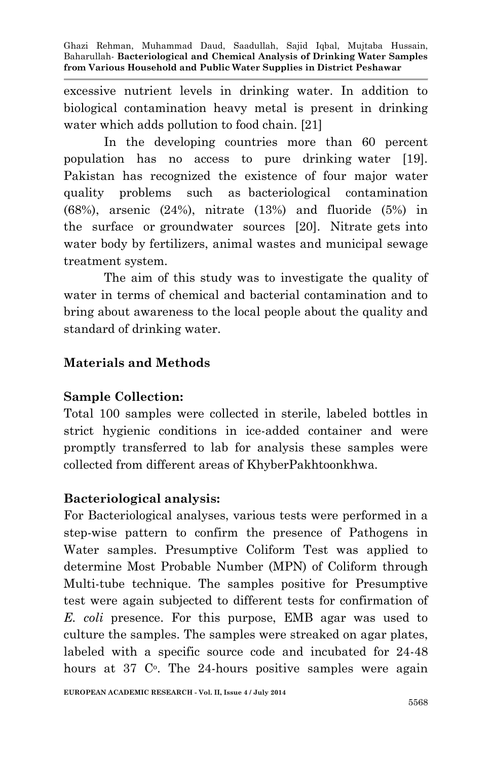excessive nutrient levels in drinking water. In addition to biological contamination heavy metal is present in drinking water which adds pollution to food chain. [21]

In the developing countries more than 60 percent population has no access to pure drinking water [19]. Pakistan has recognized the existence of four major water quality problems such as bacteriological contamination (68%), arsenic (24%), nitrate (13%) and fluoride (5%) in the surface or groundwater sources [20]. Nitrate gets into water body by fertilizers, animal wastes and municipal sewage treatment system.

The aim of this study was to investigate the quality of water in terms of chemical and bacterial contamination and to bring about awareness to the local people about the quality and standard of drinking water.

## Materials and Methods

### Sample Collection:

Total 100 samples were collected in sterile, labeled bottles in strict hygienic conditions in ice-added container and were promptly transferred to lab for analysis these samples were collected from different areas of KhyberPakhtoonkhwa.

### Bacteriological analysis:

For Bacteriological analyses, various tests were performed in a step-wise pattern to confirm the presence of Pathogens in Water samples. Presumptive Coliform Test was applied to determine Most Probable Number (MPN) of Coliform through Multi-tube technique. The samples positive for Presumptive test were again subjected to different tests for confirmation of *E. coli* presence. For this purpose, EMB agar was used to culture the samples. The samples were streaked on agar plates, labeled with a specific source code and incubated for 24-48 hours at 37 C$^{o}$. The 24-hours positive samples were again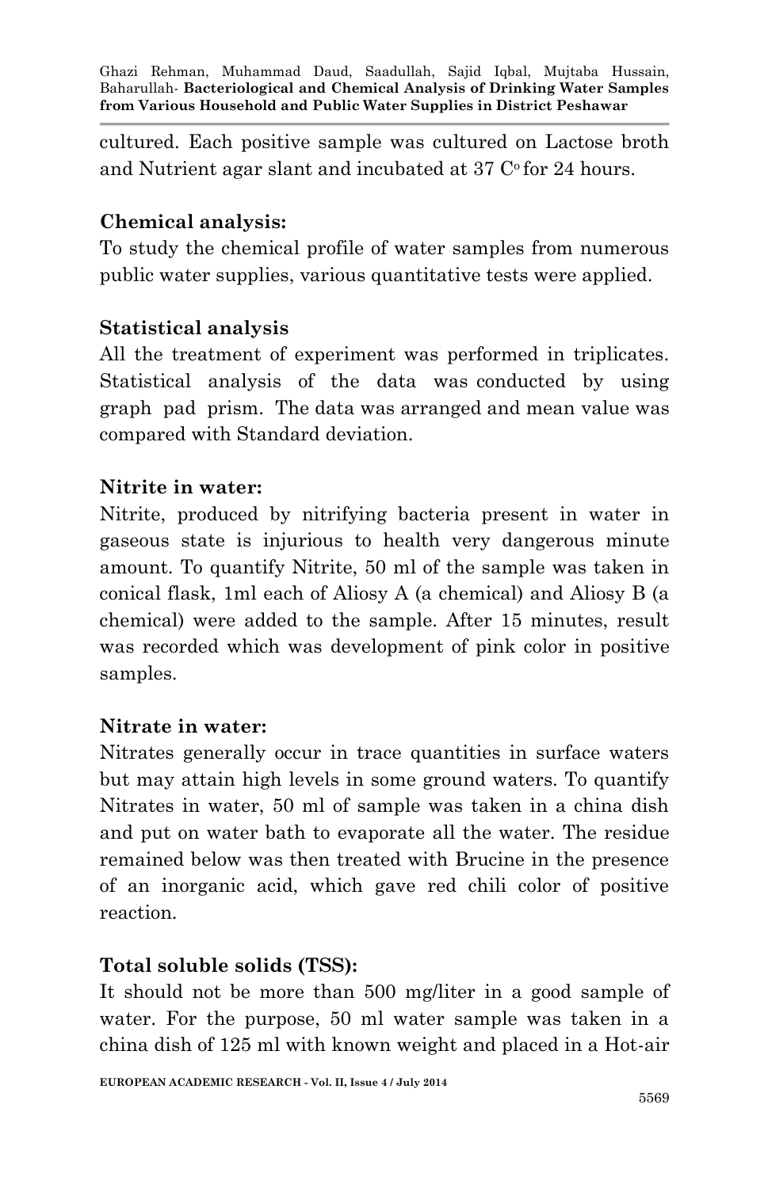cultured. Each positive sample was cultured on Lactose broth and Nutrient agar slant and incubated at 37 C$^o$ for 24 hours.

**Chemical analysis:**

To study the chemical profile of water samples from numerous public water supplies, various quantitative tests were applied.

**Statistical analysis**

All the treatment of experiment was performed in triplicates. Statistical analysis of the data was conducted by using graph pad prism. The data was arranged and mean value was compared with Standard deviation.

**Nitrite in water:**

Nitrite, produced by nitrifying bacteria present in water in gaseous state is injurious to health very dangerous minute amount. To quantify Nitrite, 50 ml of the sample was taken in conical flask, 1ml each of Aliosy A (a chemical) and Aliosy B (a chemical) were added to the sample. After 15 minutes, result was recorded which was development of pink color in positive samples.

**Nitrate in water:**

Nitrates generally occur in trace quantities in surface waters but may attain high levels in some ground waters. To quantify Nitrates in water, 50 ml of sample was taken in a china dish and put on water bath to evaporate all the water. The residue remained below was then treated with Brucine in the presence of an inorganic acid, which gave red chili color of positive reaction.

**Total soluble solids (TSS):**

It should not be more than 500 mg/liter in a good sample of water. For the purpose, 50 ml water sample was taken in a china dish of 125 ml with known weight and placed in a Hot-air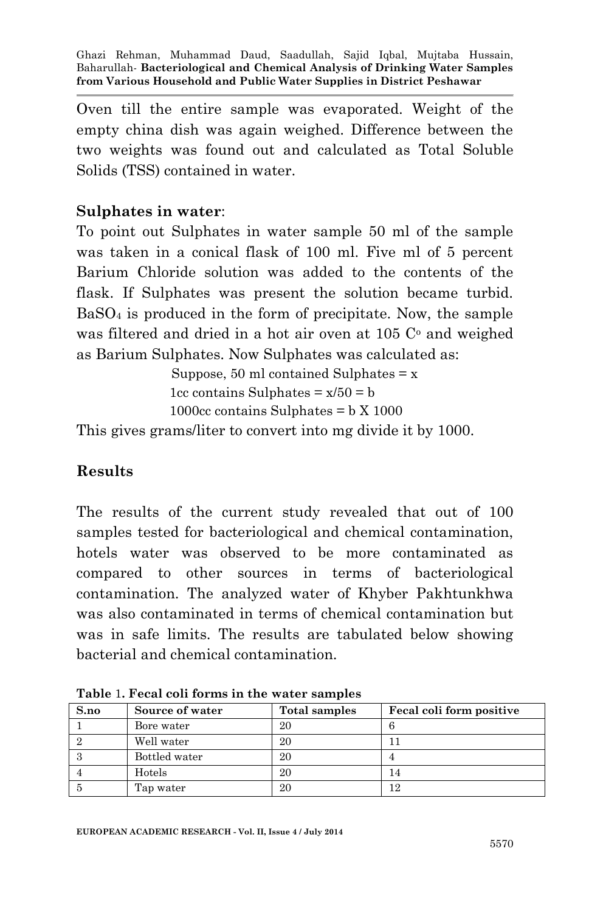Oven till the entire sample was evaporated. Weight of the empty china dish was again weighed. Difference between the two weights was found out and calculated as Total Soluble Solids (TSS) contained in water.

**Sulphates in water**:

To point out Sulphates in water sample 50 ml of the sample was taken in a conical flask of 100 ml. Five ml of 5 percent Barium Chloride solution was added to the contents of the flask. If Sulphates was present the solution became turbid. $BaSO_4$ is produced in the form of precipitate. Now, the sample was filtered and dried in a hot air oven at 105 $C^o$ and weighed as Barium Sulphates. Now Sulphates was calculated as:

Suppose, 50 ml contained Sulphates = x

1cc contains Sulphates = x/50 = b

1000cc contains Sulphates = b X 1000

This gives grams/liter to convert into mg divide it by 1000.

## Results

The results of the current study revealed that out of 100 samples tested for bacteriological and chemical contamination, hotels water was observed to be more contaminated as compared to other sources in terms of bacteriological contamination. The analyzed water of Khyber Pakhtunkhwa was also contaminated in terms of chemical contamination but was in safe limits. The results are tabulated below showing bacterial and chemical contamination.

**Table 1. Fecal coli forms in the water samples**

| S.no | Source of water | Total samples | Fecal coli form positive |
|---|---|---|---|
| 1 | Bore water | 20 | 6 |
| 2 | Well water | 20 | 11 |
| 3 | Bottled water | 20 | 4 |
| 4 | Hotels | 20 | 14 |
| 5 | Tap water | 20 | 12 |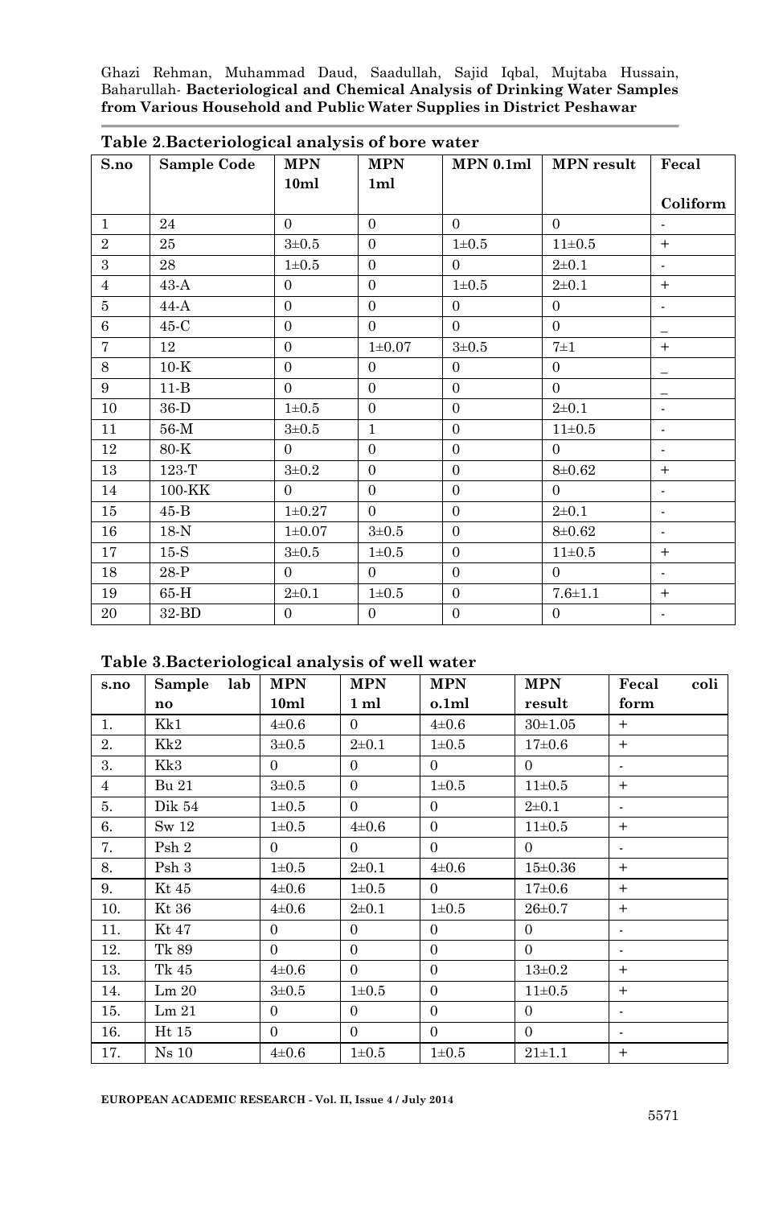**Table 2**.**Bacteriological analysis of bore water**

| S.no | Sample Code | MPN 10ml | MPN 1ml | MPN 0.1ml | MPN result | Fecal Coliform |
|---|---|---|---|---|---|---|
| 1 | 24 | 0 | 0 | 0 | 0 | - |
| 2 | 25 | 3±0.5 | 0 | 1±0.5 | 11±0.5 | + |
| 3 | 28 | 1±0.5 | 0 | 0 | 2±0.1 | - |
| 4 | 43-A | 0 | 0 | 1±0.5 | 2±0.1 | + |
| 5 | 44-A | 0 | 0 | 0 | 0 | - |
| 6 | 45-C | 0 | 0 | 0 | 0 | _ |
| 7 | 12 | 0 | 1±0.07 | 3±0.5 | 7±1 | + |
| 8 | 10-K | 0 | 0 | 0 | 0 | _ |
| 9 | 11-B | 0 | 0 | 0 | 0 | _ |
| 10 | 36-D | 1±0.5 | 0 | 0 | 2±0.1 | - |
| 11 | 56-M | 3±0.5 | 1 | 0 | 11±0.5 | - |
| 12 | 80-K | 0 | 0 | 0 | 0 | - |
| 13 | 123-T | 3±0.2 | 0 | 0 | 8±0.62 | + |
| 14 | 100-KK | 0 | 0 | 0 | 0 | - |
| 15 | 45-B | 1±0.27 | 0 | 0 | 2±0.1 | - |
| 16 | 18-N | 1±0.07 | 3±0.5 | 0 | 8±0.62 | - |
| 17 | 15-S | 3±0.5 | 1±0.5 | 0 | 11±0.5 | + |
| 18 | 28-P | 0 | 0 | 0 | 0 | - |
| 19 | 65-H | 2±0.1 | 1±0.5 | 0 | 7.6±1.1 | + |
| 20 | 32-BD | 0 | 0 | 0 | 0 | - |

**Table 3**.**Bacteriological analysis of well water**

| s.no | Sample lab no | MPN 10ml | MPN 1 ml | MPN o.1ml | MPN result | Fecal coli form |
|---|---|---|---|---|---|---|
| 1. | Kk1 | 4±0.6 | 0 | 4±0.6 | 30±1.05 | + |
| 2. | Kk2 | 3±0.5 | 2±0.1 | 1±0.5 | 17±0.6 | + |
| 3. | Kk3 | 0 | 0 | 0 | 0 | - |
| 4 | Bu 21 | 3±0.5 | 0 | 1±0.5 | 11±0.5 | + |
| 5. | Dik 54 | 1±0.5 | 0 | 0 | 2±0.1 | - |
| 6. | Sw 12 | 1±0.5 | 4±0.6 | 0 | 11±0.5 | + |
| 7. | Psh 2 | 0 | 0 | 0 | 0 | - |
| 8. | Psh 3 | 1±0.5 | 2±0.1 | 4±0.6 | 15±0.36 | + |
| 9. | Kt 45 | 4±0.6 | 1±0.5 | 0 | 17±0.6 | + |
| 10. | Kt 36 | 4±0.6 | 2±0.1 | 1±0.5 | 26±0.7 | + |
| 11. | Kt 47 | 0 | 0 | 0 | 0 | - |
| 12. | Tk 89 | 0 | 0 | 0 | 0 | - |
| 13. | Tk 45 | 4±0.6 | 0 | 0 | 13±0.2 | + |
| 14. | Lm 20 | 3±0.5 | 1±0.5 | 0 | 11±0.5 | + |
| 15. | Lm 21 | 0 | 0 | 0 | 0 | - |
| 16. | Ht 15 | 0 | 0 | 0 | 0 | - |
| 17. | Ns 10 | 4±0.6 | 1±0.5 | 1±0.5 | 21±1.1 | + |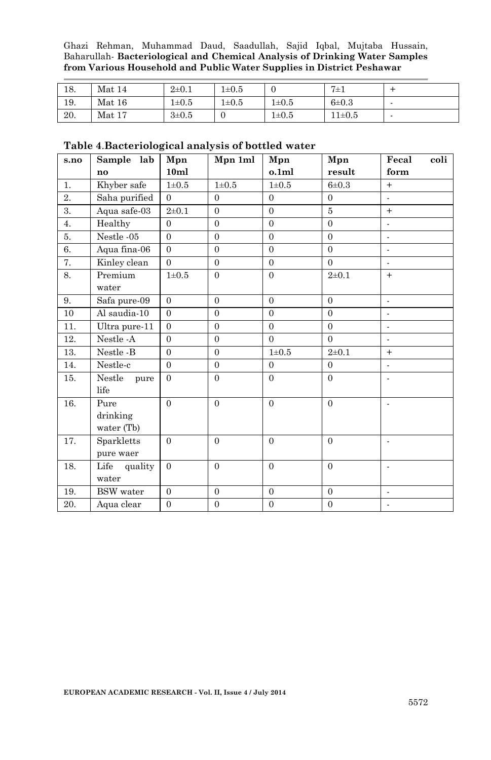| 18. | Mat 14 | 2±0.1 | 1±0.5 | 0 | 7±1 | + |
|---|---|---|---|---|---|---|
| 19. | Mat 16 | 1±0.5 | 1±0.5 | 1±0.5 | 6±0.3 | - |
| 20. | Mat 17 | 3±0.5 | 0 | 1±0.5 | 11±0.5 | - |

**Table 4**.**Bacteriological analysis of bottled water**

| **s.no** | **Sample lab no** | **Mpn 10ml** | **Mpn 1ml** | **Mpn o.1ml** | **Mpn result** | **Fecal coli form** |
|---|---|---|---|---|---|---|
| 1. | Khyber safe | 1±0.5 | 1±0.5 | 1±0.5 | 6±0.3 | + |
| 2. | Saha purified | 0 | 0 | 0 | 0 | - |
| 3. | Aqua safe-03 | 2±0.1 | 0 | 0 | 5 | + |
| 4. | Healthy | 0 | 0 | 0 | 0 | - |
| 5. | Nestle -05 | 0 | 0 | 0 | 0 | - |
| 6. | Aqua fina-06 | 0 | 0 | 0 | 0 | - |
| 7. | Kinley clean | 0 | 0 | 0 | 0 | - |
| 8. | Premium water | 1±0.5 | 0 | 0 | 2±0.1 | + |
| 9. | Safa pure-09 | 0 | 0 | 0 | 0 | - |
| 10 | Al saudia-10 | 0 | 0 | 0 | 0 | - |
| 11. | Ultra pure-11 | 0 | 0 | 0 | 0 | - |
| 12. | Nestle -A | 0 | 0 | 0 | 0 | - |
| 13. | Nestle -B | 0 | 0 | 1±0.5 | 2±0.1 | + |
| 14. | Nestle-c | 0 | 0 | 0 | 0 | - |
| 15. | Nestle pure life | 0 | 0 | 0 | 0 | - |
| 16. | Pure drinking water (Tb) | 0 | 0 | 0 | 0 | - |
| 17. | Sparkletts pure waer | 0 | 0 | 0 | 0 | - |
| 18. | Life quality water | 0 | 0 | 0 | 0 | - |
| 19. | BSW water | 0 | 0 | 0 | 0 | - |
| 20. | Aqua clear | 0 | 0 | 0 | 0 | - |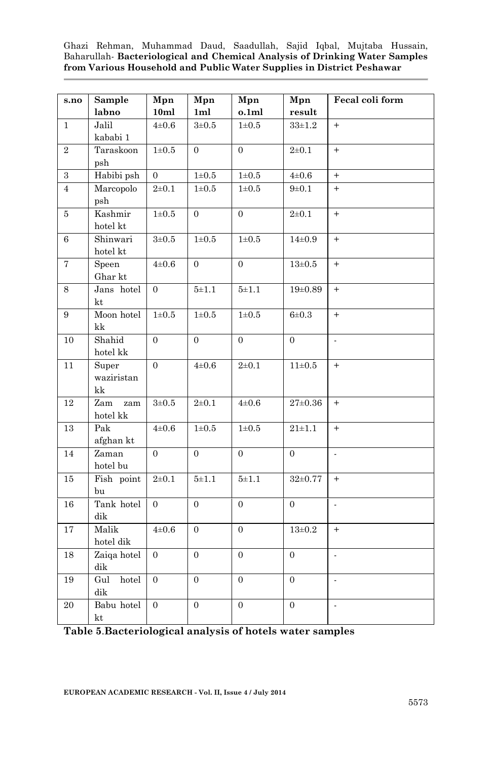| s.no | Sample labno | Mpn 10ml | Mpn 1ml | Mpn o.1ml | Mpn result | Fecal coli form |
|---|---|---|---|---|---|---|
| 1 | Jalil kababi 1 | 4±0.6 | 3±0.5 | 1±0.5 | 33±1.2 | + |
| 2 | Taraskoon psh | 1±0.5 | 0 | 0 | 2±0.1 | + |
| 3 | Habibi psh | 0 | 1±0.5 | 1±0.5 | 4±0.6 | + |
| 4 | Marcopolo psh | 2±0.1 | 1±0.5 | 1±0.5 | 9±0.1 | + |
| 5 | Kashmir hotel kt | 1±0.5 | 0 | 0 | 2±0.1 | + |
| 6 | Shinwari hotel kt | 3±0.5 | 1±0.5 | 1±0.5 | 14±0.9 | + |
| 7 | Speen Ghar kt | 4±0.6 | 0 | 0 | 13±0.5 | + |
| 8 | Jans hotel kt | 0 | 5±1.1 | 5±1.1 | 19±0.89 | + |
| 9 | Moon hotel kk | 1±0.5 | 1±0.5 | 1±0.5 | 6±0.3 | + |
| 10 | Shahid hotel kk | 0 | 0 | 0 | 0 | - |
| 11 | Super waziristan kk | 0 | 4±0.6 | 2±0.1 | 11±0.5 | + |
| 12 | Zam zam hotel kk | 3±0.5 | 2±0.1 | 4±0.6 | 27±0.36 | + |
| 13 | Pak afghan kt | 4±0.6 | 1±0.5 | 1±0.5 | 21±1.1 | + |
| 14 | Zaman hotel bu | 0 | 0 | 0 | 0 | - |
| 15 | Fish point bu | 2±0.1 | 5±1.1 | 5±1.1 | 32±0.77 | + |
| 16 | Tank hotel dik | 0 | 0 | 0 | 0 | - |
| 17 | Malik hotel dik | 4±0.6 | 0 | 0 | 13±0.2 | + |
| 18 | Zaiqa hotel dik | 0 | 0 | 0 | 0 | - |
| 19 | Gul hotel dik | 0 | 0 | 0 | 0 | - |
| 20 | Babu hotel kt | 0 | 0 | 0 | 0 | - |

**Table 5**.**Bacteriological analysis of hotels water samples**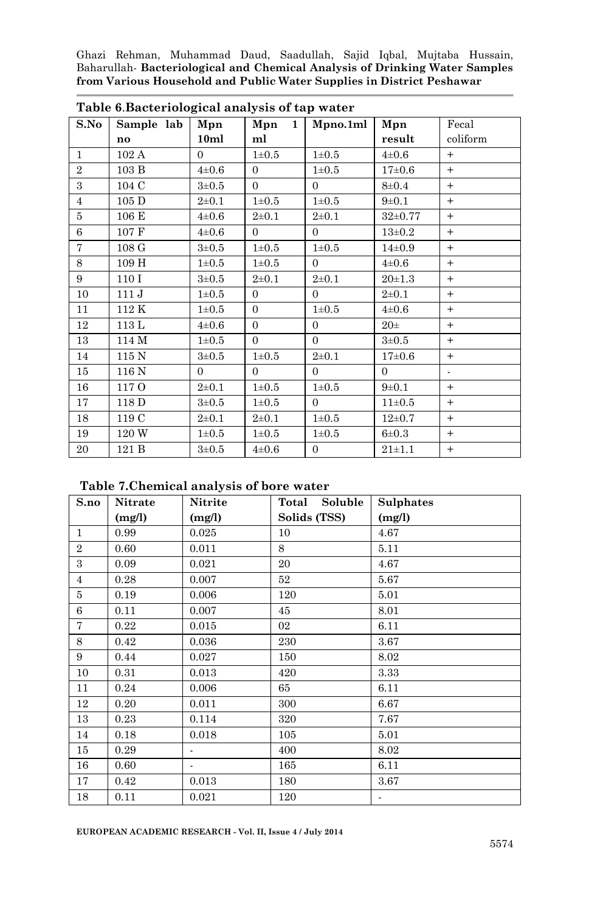**Table 6**.**Bacteriological analysis of tap water**

| S.No | Sample lab no | Mpn 10ml | Mpn 1 ml | Mpno.1ml | Mpn result | Fecal coliform |
|---|---|---|---|---|---|---|
| 1 | 102 A | 0 | 1±0.5 | 1±0.5 | 4±0.6 | + |
| 2 | 103 B | 4±0.6 | 0 | 1±0.5 | 17±0.6 | + |
| 3 | 104 C | 3±0.5 | 0 | 0 | 8±0.4 | + |
| 4 | 105 D | 2±0.1 | 1±0.5 | 1±0.5 | 9±0.1 | + |
| 5 | 106 E | 4±0.6 | 2±0.1 | 2±0.1 | 32±0.77 | + |
| 6 | 107 F | 4±0.6 | 0 | 0 | 13±0.2 | + |
| 7 | 108 G | 3±0.5 | 1±0.5 | 1±0.5 | 14±0.9 | + |
| 8 | 109 H | 1±0.5 | 1±0.5 | 0 | 4±0.6 | + |
| 9 | 110 I | 3±0.5 | 2±0.1 | 2±0.1 | 20±1.3 | + |
| 10 | 111 J | 1±0.5 | 0 | 0 | 2±0.1 | + |
| 11 | 112 K | 1±0.5 | 0 | 1±0.5 | 4±0.6 | + |
| 12 | 113 L | 4±0.6 | 0 | 0 | 20± | + |
| 13 | 114 M | 1±0.5 | 0 | 0 | 3±0.5 | + |
| 14 | 115 N | 3±0.5 | 1±0.5 | 2±0.1 | 17±0.6 | + |
| 15 | 116 N | 0 | 0 | 0 | 0 | - |
| 16 | 117 O | 2±0.1 | 1±0.5 | 1±0.5 | 9±0.1 | + |
| 17 | 118 D | 3±0.5 | 1±0.5 | 0 | 11±0.5 | + |
| 18 | 119 C | 2±0.1 | 2±0.1 | 1±0.5 | 12±0.7 | + |
| 19 | 120 W | 1±0.5 | 1±0.5 | 1±0.5 | 6±0.3 | + |
| 20 | 121 B | 3±0.5 | 4±0.6 | 0 | 21±1.1 | + |

**Table 7.Chemical analysis of bore water**

| S.no | Nitrate (mg/l) | Nitrite (mg/l) | Total Soluble Solids (TSS) | Sulphates (mg/l) |
|---|---|---|---|---|
| 1 | 0.99 | 0.025 | 10 | 4.67 |
| 2 | 0.60 | 0.011 | 8 | 5.11 |
| 3 | 0.09 | 0.021 | 20 | 4.67 |
| 4 | 0.28 | 0.007 | 52 | 5.67 |
| 5 | 0.19 | 0.006 | 120 | 5.01 |
| 6 | 0.11 | 0.007 | 45 | 8.01 |
| 7 | 0.22 | 0.015 | 02 | 6.11 |
| 8 | 0.42 | 0.036 | 230 | 3.67 |
| 9 | 0.44 | 0.027 | 150 | 8.02 |
| 10 | 0.31 | 0.013 | 420 | 3.33 |
| 11 | 0.24 | 0.006 | 65 | 6.11 |
| 12 | 0.20 | 0.011 | 300 | 6.67 |
| 13 | 0.23 | 0.114 | 320 | 7.67 |
| 14 | 0.18 | 0.018 | 105 | 5.01 |
| 15 | 0.29 | - | 400 | 8.02 |
| 16 | 0.60 | - | 165 | 6.11 |
| 17 | 0.42 | 0.013 | 180 | 3.67 |
| 18 | 0.11 | 0.021 | 120 | - |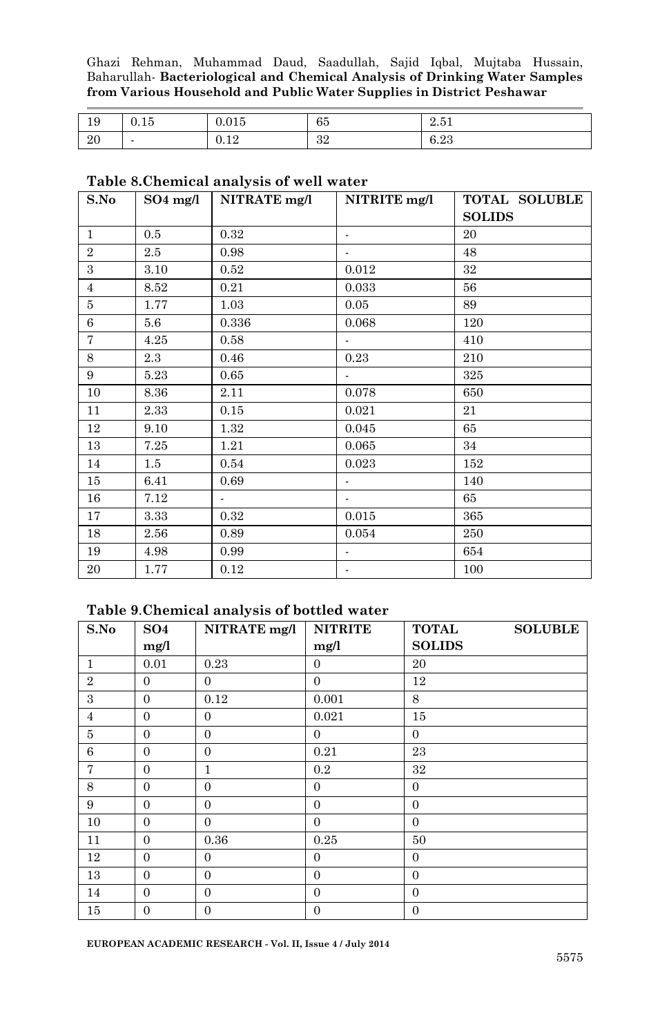| 19 | 0.15 | 0.015 | 65 | 2.51 |
|---|---|---|---|---|
| 20 | - | 0.12 | 32 | 6.23 |

**Table 8.Chemical analysis of well water**

| S.No | SO4 mg/l | NITRATE mg/l | NITRITE mg/l | TOTAL SOLUBLE SOLIDS |
|---|---|---|---|---|
| 1 | 0.5 | 0.32 | - | 20 |
| 2 | 2.5 | 0.98 | - | 48 |
| 3 | 3.10 | 0.52 | 0.012 | 32 |
| 4 | 8.52 | 0.21 | 0.033 | 56 |
| 5 | 1.77 | 1.03 | 0.05 | 89 |
| 6 | 5.6 | 0.336 | 0.068 | 120 |
| 7 | 4.25 | 0.58 | - | 410 |
| 8 | 2.3 | 0.46 | 0.23 | 210 |
| 9 | 5.23 | 0.65 | - | 325 |
| 10 | 8.36 | 2.11 | 0.078 | 650 |
| 11 | 2.33 | 0.15 | 0.021 | 21 |
| 12 | 9.10 | 1.32 | 0.045 | 65 |
| 13 | 7.25 | 1.21 | 0.065 | 34 |
| 14 | 1.5 | 0.54 | 0.023 | 152 |
| 15 | 6.41 | 0.69 | - | 140 |
| 16 | 7.12 | - | - | 65 |
| 17 | 3.33 | 0.32 | 0.015 | 365 |
| 18 | 2.56 | 0.89 | 0.054 | 250 |
| 19 | 4.98 | 0.99 | - | 654 |
| 20 | 1.77 | 0.12 | - | 100 |

**Table 9.Chemical analysis of bottled water**

| S.No | SO4 mg/l | NITRATE mg/l | NITRITE mg/l | TOTAL SOLUBLE SOLIDS |
|---|---|---|---|---|
| 1 | 0.01 | 0.23 | 0 | 20 |
| 2 | 0 | 0 | 0 | 12 |
| 3 | 0 | 0.12 | 0.001 | 8 |
| 4 | 0 | 0 | 0.021 | 15 |
| 5 | 0 | 0 | 0 | 0 |
| 6 | 0 | 0 | 0.21 | 23 |
| 7 | 0 | 1 | 0.2 | 32 |
| 8 | 0 | 0 | 0 | 0 |
| 9 | 0 | 0 | 0 | 0 |
| 10 | 0 | 0 | 0 | 0 |
| 11 | 0 | 0.36 | 0.25 | 50 |
| 12 | 0 | 0 | 0 | 0 |
| 13 | 0 | 0 | 0 | 0 |
| 14 | 0 | 0 | 0 | 0 |
| 15 | 0 | 0 | 0 | 0 |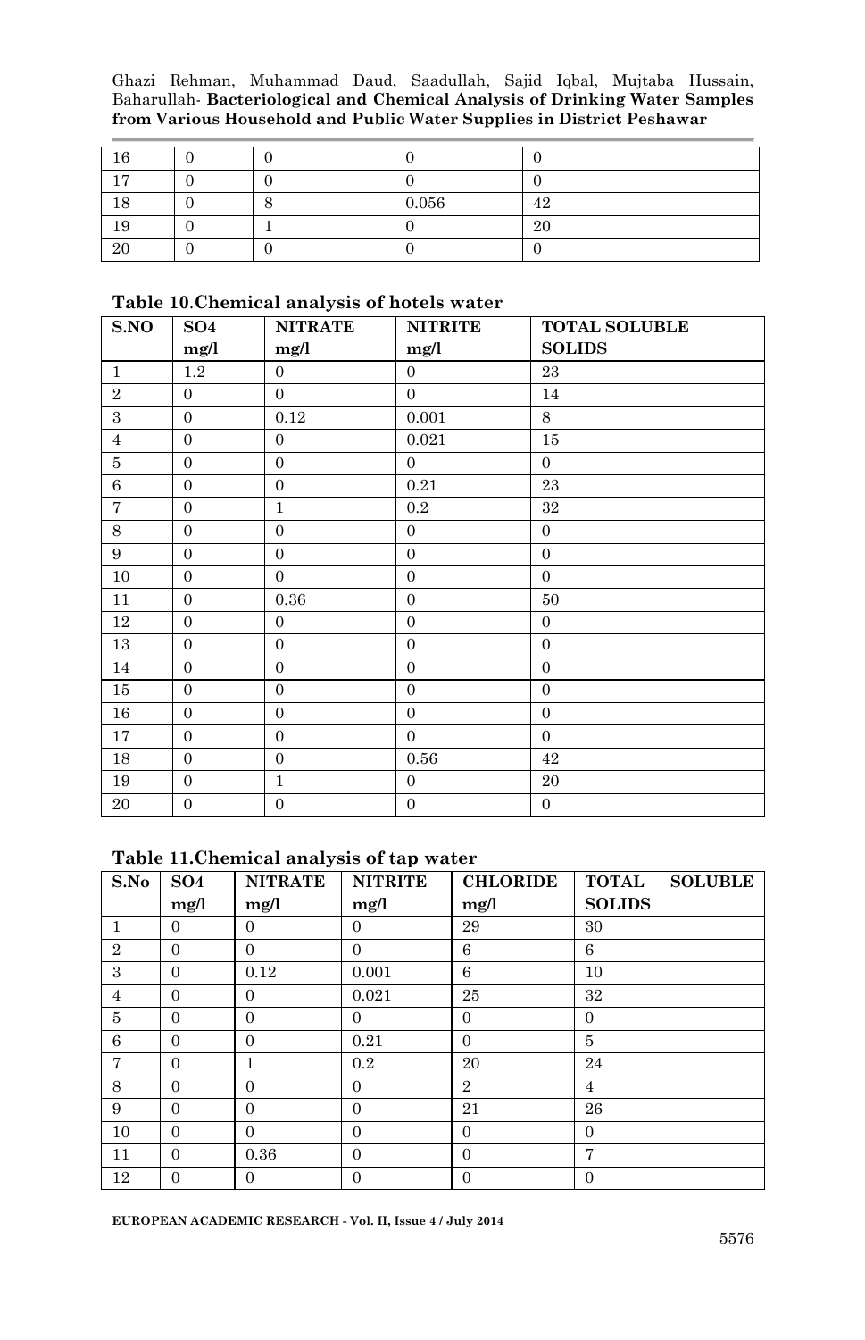| 16 | 0 | 0 | 0 | 0 |
|---|---|---|---|---|
| 17 | 0 | 0 | 0 | 0 |
| 18 | 0 | 8 | 0.056 | 42 |
| 19 | 0 | 1 | 0 | 20 |
| 20 | 0 | 0 | 0 | 0 |

**Table 10.Chemical analysis of hotels water**

| S.NO | SO4 mg/l | NITRATE mg/l | NITRITE mg/l | TOTAL SOLUBLE SOLIDS |
|---|---|---|---|---|
| 1 | 1.2 | 0 | 0 | 23 |
| 2 | 0 | 0 | 0 | 14 |
| 3 | 0 | 0.12 | 0.001 | 8 |
| 4 | 0 | 0 | 0.021 | 15 |
| 5 | 0 | 0 | 0 | 0 |
| 6 | 0 | 0 | 0.21 | 23 |
| 7 | 0 | 1 | 0.2 | 32 |
| 8 | 0 | 0 | 0 | 0 |
| 9 | 0 | 0 | 0 | 0 |
| 10 | 0 | 0 | 0 | 0 |
| 11 | 0 | 0.36 | 0 | 50 |
| 12 | 0 | 0 | 0 | 0 |
| 13 | 0 | 0 | 0 | 0 |
| 14 | 0 | 0 | 0 | 0 |
| 15 | 0 | 0 | 0 | 0 |
| 16 | 0 | 0 | 0 | 0 |
| 17 | 0 | 0 | 0 | 0 |
| 18 | 0 | 0 | 0.56 | 42 |
| 19 | 0 | 1 | 0 | 20 |
| 20 | 0 | 0 | 0 | 0 |

**Table 11.Chemical analysis of tap water**

| S.No | SO4 mg/l | NITRATE mg/l | NITRITE mg/l | CHLORIDE mg/l | TOTAL SOLUBLE SOLIDS |
|---|---|---|---|---|---|
| 1 | 0 | 0 | 0 | 29 | 30 |
| 2 | 0 | 0 | 0 | 6 | 6 |
| 3 | 0 | 0.12 | 0.001 | 6 | 10 |
| 4 | 0 | 0 | 0.021 | 25 | 32 |
| 5 | 0 | 0 | 0 | 0 | 0 |
| 6 | 0 | 0 | 0.21 | 0 | 5 |
| 7 | 0 | 1 | 0.2 | 20 | 24 |
| 8 | 0 | 0 | 0 | 2 | 4 |
| 9 | 0 | 0 | 0 | 21 | 26 |
| 10 | 0 | 0 | 0 | 0 | 0 |
| 11 | 0 | 0.36 | 0 | 0 | 7 |
| 12 | 0 | 0 | 0 | 0 | 0 |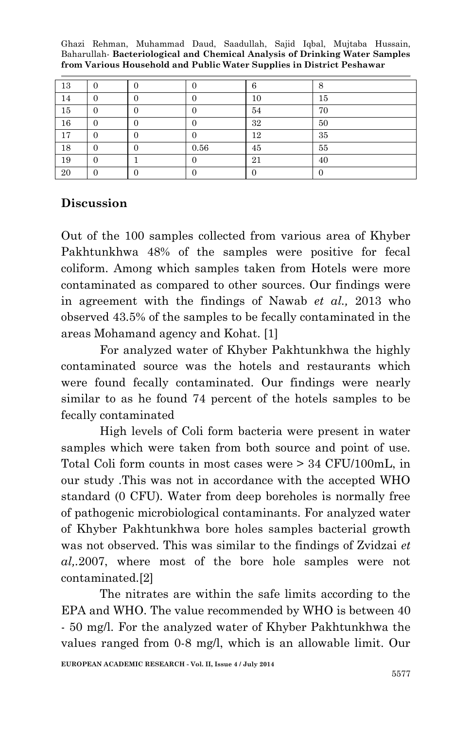| 13 | 0 | 0 | 0 | 6 | 8 |
|---|---|---|---|---|---|
| 14 | 0 | 0 | 0 | 10 | 15 |
| 15 | 0 | 0 | 0 | 54 | 70 |
| 16 | 0 | 0 | 0 | 32 | 50 |
| 17 | 0 | 0 | 0 | 12 | 35 |
| 18 | 0 | 0 | 0.56 | 45 | 55 |
| 19 | 0 | 1 | 0 | 21 | 40 |
| 20 | 0 | 0 | 0 | 0 | 0 |

## Discussion

Out of the 100 samples collected from various area of Khyber Pakhtunkhwa 48% of the samples were positive for fecal coliform. Among which samples taken from Hotels were more contaminated as compared to other sources. Our findings were in agreement with the findings of Nawab *et al.,* 2013 who observed 43.5% of the samples to be fecally contaminated in the areas Mohamand agency and Kohat. [1]

For analyzed water of Khyber Pakhtunkhwa the highly contaminated source was the hotels and restaurants which were found fecally contaminated. Our findings were nearly similar to as he found 74 percent of the hotels samples to be fecally contaminated

High levels of Coli form bacteria were present in water samples which were taken from both source and point of use. Total Coli form counts in most cases were > 34 CFU/100mL, in our study .This was not in accordance with the accepted WHO standard (0 CFU). Water from deep boreholes is normally free of pathogenic microbiological contaminants. For analyzed water of Khyber Pakhtunkhwa bore holes samples bacterial growth was not observed. This was similar to the findings of Zvidzai *et al,*.2007, where most of the bore hole samples were not contaminated.[2]

The nitrates are within the safe limits according to the EPA and WHO. The value recommended by WHO is between 40 - 50 mg/l. For the analyzed water of Khyber Pakhtunkhwa the values ranged from 0-8 mg/l, which is an allowable limit. Our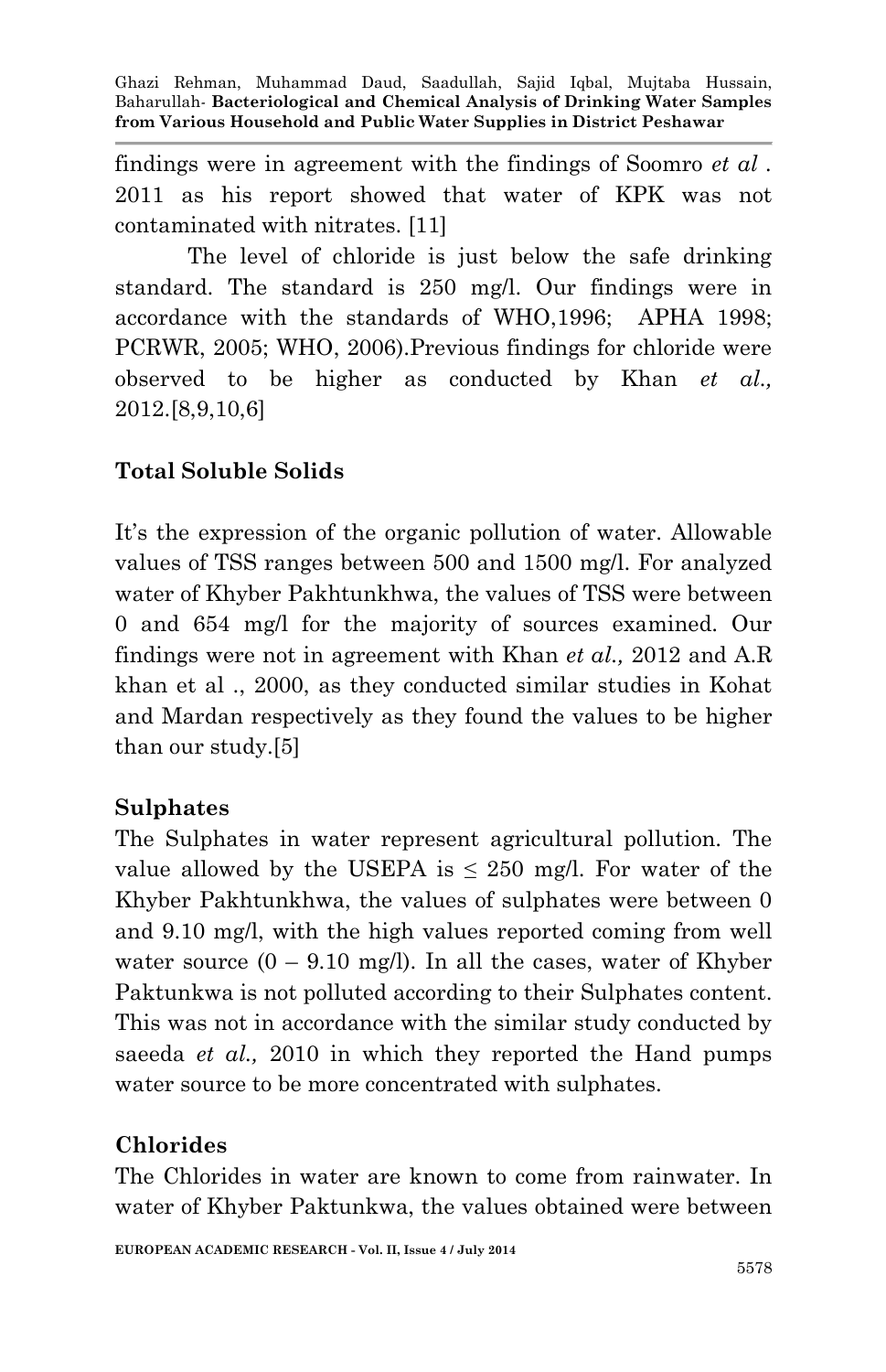findings were in agreement with the findings of Soomro *et al* . 2011 as his report showed that water of KPK was not contaminated with nitrates. [11]

The level of chloride is just below the safe drinking standard. The standard is 250 mg/l. Our findings were in accordance with the standards of WHO,1996; APHA 1998; PCRWR, 2005; WHO, 2006).Previous findings for chloride were observed to be higher as conducted by Khan *et al.,* 2012.[8,9,10,6]

## Total Soluble Solids

It's the expression of the organic pollution of water. Allowable values of TSS ranges between 500 and 1500 mg/l. For analyzed water of Khyber Pakhtunkhwa, the values of TSS were between 0 and 654 mg/l for the majority of sources examined. Our findings were not in agreement with Khan *et al.,* 2012 and A.R khan et al ., 2000, as they conducted similar studies in Kohat and Mardan respectively as they found the values to be higher than our study.[5]

## Sulphates

The Sulphates in water represent agricultural pollution. The value allowed by the USEPA is ≤ 250 mg/l. For water of the Khyber Pakhtunkhwa, the values of sulphates were between 0 and 9.10 mg/l, with the high values reported coming from well water source (0 – 9.10 mg/l). In all the cases, water of Khyber Paktunkwa is not polluted according to their Sulphates content. This was not in accordance with the similar study conducted by saeeda *et al.,* 2010 in which they reported the Hand pumps water source to be more concentrated with sulphates.

## Chlorides

The Chlorides in water are known to come from rainwater. In water of Khyber Paktunkwa, the values obtained were between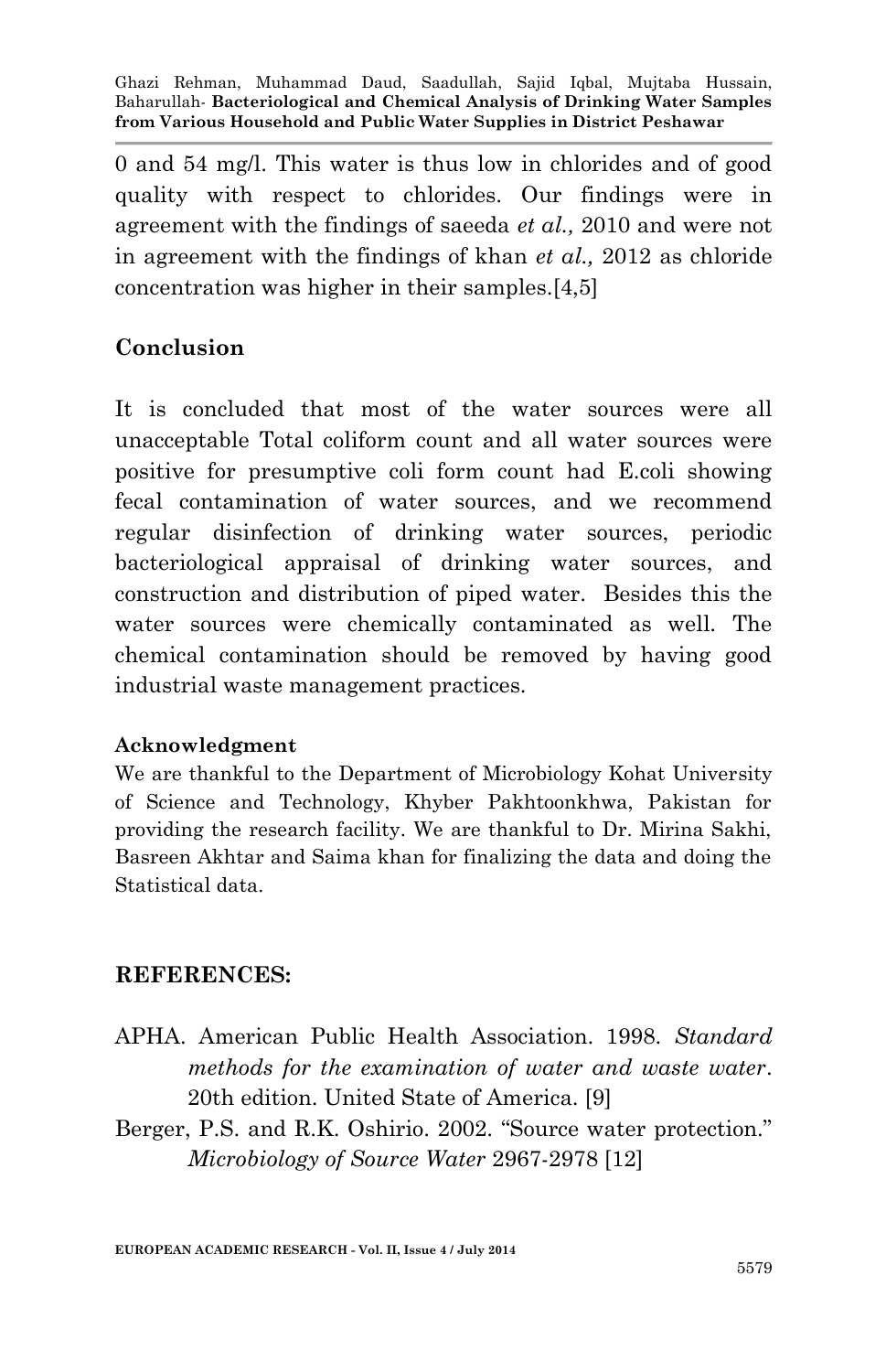0 and 54 mg/l. This water is thus low in chlorides and of good quality with respect to chlorides. Our findings were in agreement with the findings of saeeda *et al.,* 2010 and were not in agreement with the findings of khan *et al.,* 2012 as chloride concentration was higher in their samples.[4,5]

## Conclusion

It is concluded that most of the water sources were all unacceptable Total coliform count and all water sources were positive for presumptive coli form count had E.coli showing fecal contamination of water sources, and we recommend regular disinfection of drinking water sources, periodic bacteriological appraisal of drinking water sources, and construction and distribution of piped water. Besides this the water sources were chemically contaminated as well. The chemical contamination should be removed by having good industrial waste management practices.

### Acknowledgment

We are thankful to the Department of Microbiology Kohat University of Science and Technology, Khyber Pakhtoonkhwa, Pakistan for providing the research facility. We are thankful to Dr. Mirina Sakhi, Basreen Akhtar and Saima khan for finalizing the data and doing the Statistical data.

## REFERENCES:

APHA. American Public Health Association. 1998. *Standard methods for the examination of water and waste water*. 20th edition. United State of America. [9]

Berger, P.S. and R.K. Oshirio. 2002. "Source water protection." *Microbiology of Source Water* 2967-2978 [12]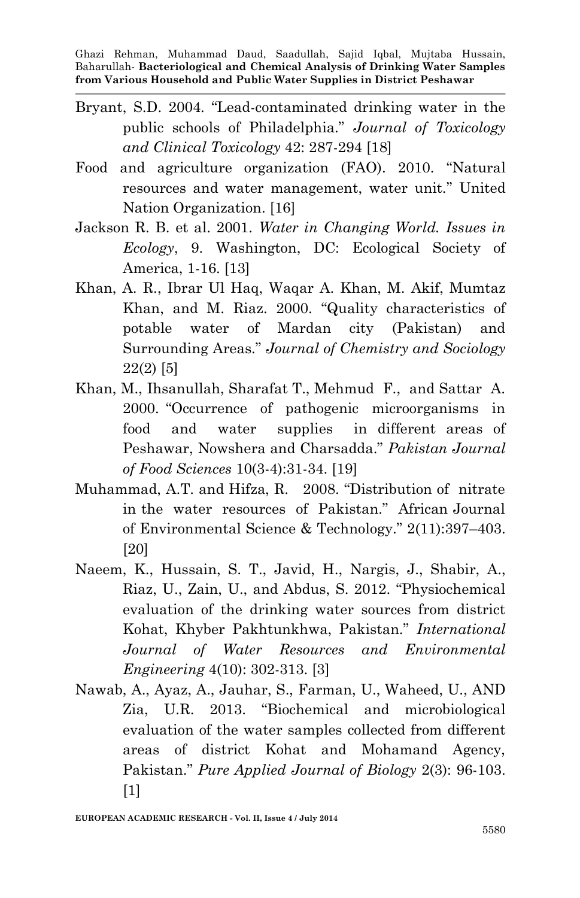Bryant, S.D. 2004. "Lead-contaminated drinking water in the public schools of Philadelphia." *Journal of Toxicology and Clinical Toxicology* 42: 287-294 [18]

Food and agriculture organization (FAO). 2010. "Natural resources and water management, water unit." United Nation Organization. [16]

Jackson R. B. et al. 2001. *Water in Changing World. Issues in Ecology*, 9. Washington, DC: Ecological Society of America, 1-16. [13]

Khan, A. R., Ibrar Ul Haq, Waqar A. Khan, M. Akif, Mumtaz Khan, and M. Riaz. 2000. "Quality characteristics of potable water of Mardan city (Pakistan) and Surrounding Areas." *Journal of Chemistry and Sociology* 22(2) [5]

Khan, M., Ihsanullah, Sharafat T., Mehmud F., and Sattar A. 2000. "Occurrence of pathogenic microorganisms in food and water supplies in different areas of Peshawar, Nowshera and Charsadda." *Pakistan Journal of Food Sciences* 10(3-4):31-34. [19]

Muhammad, A.T. and Hifza, R. 2008. "Distribution of nitrate in the water resources of Pakistan." African Journal of Environmental Science & Technology." 2(11):397–403. [20]

Naeem, K., Hussain, S. T., Javid, H., Nargis, J., Shabir, A., Riaz, U., Zain, U., and Abdus, S. 2012. "Physiochemical evaluation of the drinking water sources from district Kohat, Khyber Pakhtunkhwa, Pakistan." *International Journal of Water Resources and Environmental Engineering* 4(10): 302-313. [3]

Nawab, A., Ayaz, A., Jauhar, S., Farman, U., Waheed, U., AND Zia, U.R. 2013. "Biochemical and microbiological evaluation of the water samples collected from different areas of district Kohat and Mohamand Agency, Pakistan." *Pure Applied Journal of Biology* 2(3): 96-103. [1]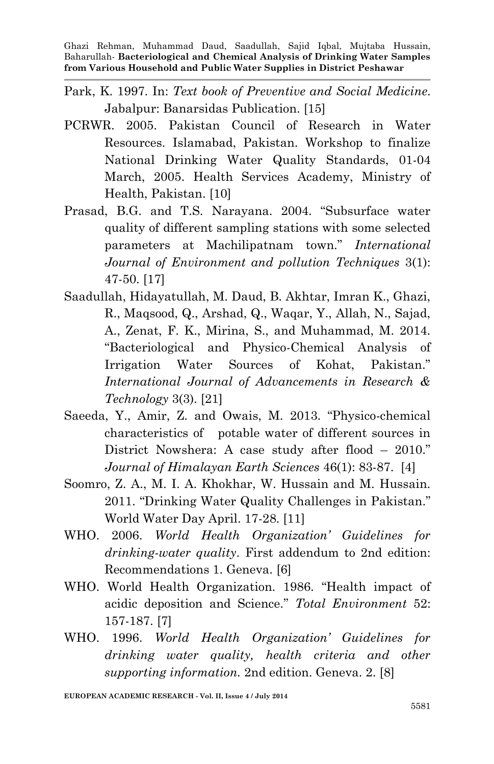Park, K. 1997. In: *Text book of Preventive and Social Medicine*. Jabalpur: Banarsidas Publication. [15]

PCRWR. 2005. Pakistan Council of Research in Water Resources. Islamabad, Pakistan. Workshop to finalize National Drinking Water Quality Standards, 01-04 March, 2005. Health Services Academy, Ministry of Health, Pakistan. [10]

Prasad, B.G. and T.S. Narayana. 2004. "Subsurface water quality of different sampling stations with some selected parameters at Machilipatnam town." *International Journal of Environment and pollution Techniques* 3(1): 47-50. [17]

Saadullah, Hidayatullah, M. Daud, B. Akhtar, Imran K., Ghazi, R., Maqsood, Q., Arshad, Q., Waqar, Y., Allah, N., Sajad, A., Zenat, F. K., Mirina, S., and Muhammad, M. 2014. "Bacteriological and Physico-Chemical Analysis of Irrigation Water Sources of Kohat, Pakistan." *International Journal of Advancements in Research & Technology* 3(3). [21]

Saeeda, Y., Amir, Z. and Owais, M. 2013. "Physico-chemical characteristics of potable water of different sources in District Nowshera: A case study after flood – 2010." *Journal of Himalayan Earth Sciences* 46(1): 83-87. [4]

Soomro, Z. A., M. I. A. Khokhar, W. Hussain and M. Hussain. 2011. "Drinking Water Quality Challenges in Pakistan." World Water Day April. 17-28. [11]

WHO. 2006. *World Health Organization' Guidelines for drinking-water quality*. First addendum to 2nd edition: Recommendations 1. Geneva. [6]

WHO. World Health Organization. 1986. "Health impact of acidic deposition and Science." *Total Environment* 52: 157-187. [7]

WHO. 1996. *World Health Organization' Guidelines for drinking water quality, health criteria and other supporting information.* 2nd edition. Geneva. 2. [8]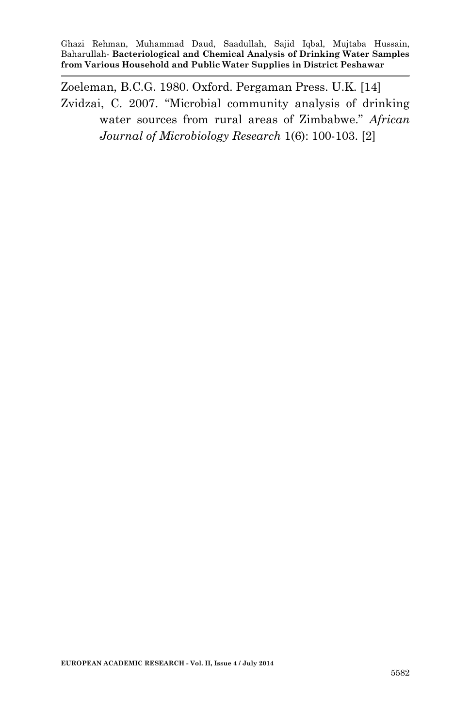Zoeleman, B.C.G. 1980. Oxford. Pergaman Press. U.K. [14]

Zvidzai, C. 2007. "Microbial community analysis of drinking water sources from rural areas of Zimbabwe." *African Journal of Microbiology Research* 1(6): 100-103. [2]